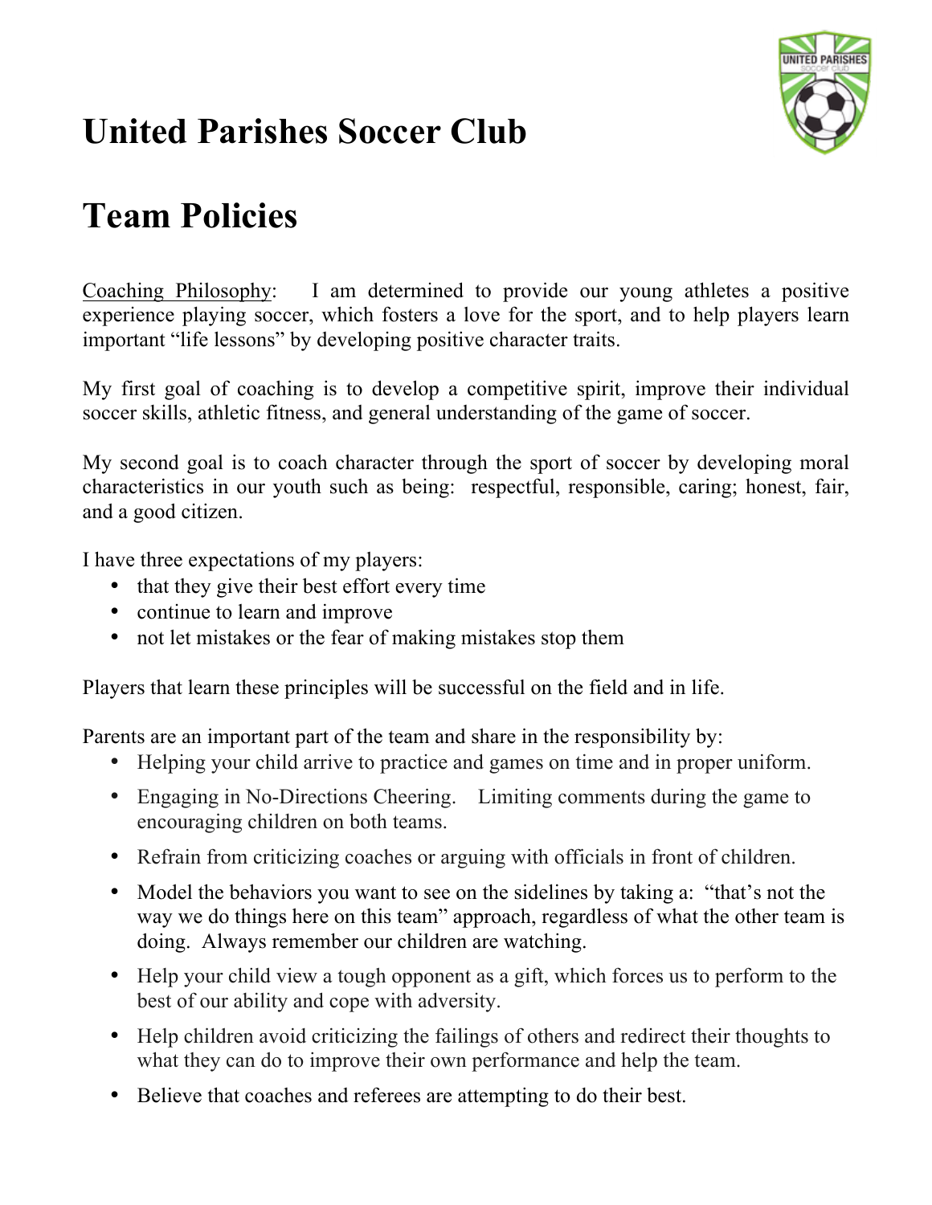# United Parishes Soccer Club

# Team Policies

Coaching Philosophy: I am determined to provide our young athletes a positive experience playing soccer, which fosters a love for the sport, and to help players learn important "life lessons" by developing positive character traits.

My first goal of coaching is to develop a competitive spirit, improve their individual soccer skills, athletic fitness, and general understanding of the game of soccer.

My second goal is to coach character through the sport of soccer by developing moral characteristics in our youth such as being: respectful, responsible, caring; honest, fair, and a good citizen.

I have three expectations of my players:

- that they give their best effort every time
- continue to learn and improve
- not let mistakes or the fear of making mistakes stop them

Players that learn these principles will be successful on the field and in life.

Parents are an important part of the team and share in the responsibility by:

- Helping your child arrive to practice and games on time and in proper uniform.
- Engaging in No-Directions Cheering. Limiting comments during the game to encouraging children on both teams.
- Refrain from criticizing coaches or arguing with officials in front of children.
- Model the behaviors you want to see on the sidelines by taking a: "that's not the way we do things here on this team" approach, regardless of what the other team is doing. Always remember our children are watching.
- Help your child view a tough opponent as a gift, which forces us to perform to the best of our ability and cope with adversity.
- Help children avoid criticizing the failings of others and redirect their thoughts to what they can do to improve their own performance and help the team.
- Believe that coaches and referees are attempting to do their best.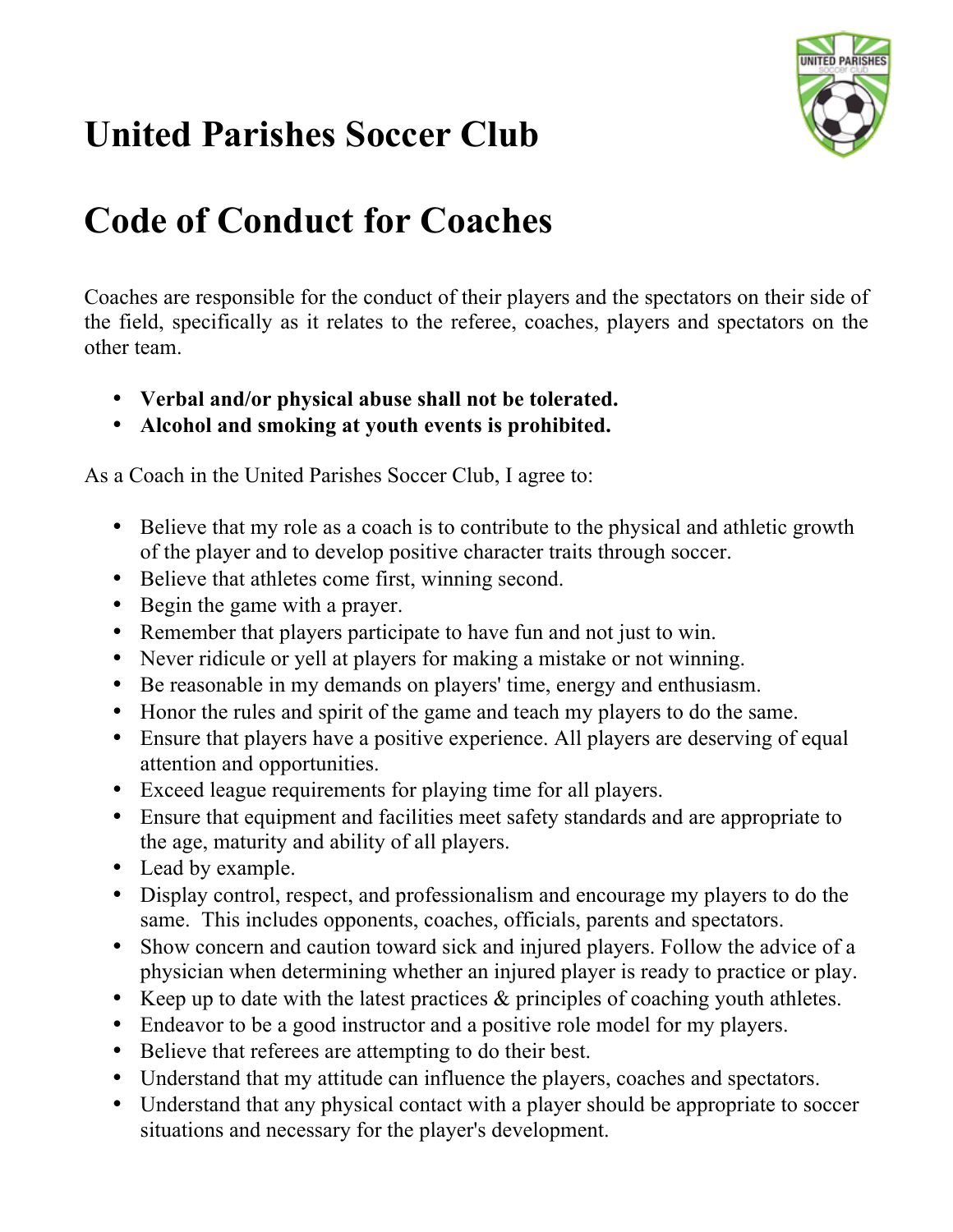# United Parishes Soccer Club

# Code of Conduct for Coaches

Coaches are responsible for the conduct of their players and the spectators on their side of the field, specifically as it relates to the referee, coaches, players and spectators on the other team.

- **Verbal and/or physical abuse shall not be tolerated.**
- **Alcohol and smoking at youth events is prohibited.**

As a Coach in the United Parishes Soccer Club, I agree to:

- Believe that my role as a coach is to contribute to the physical and athletic growth of the player and to develop positive character traits through soccer.
- Believe that athletes come first, winning second.
- Begin the game with a prayer.
- Remember that players participate to have fun and not just to win.
- Never ridicule or yell at players for making a mistake or not winning.
- Be reasonable in my demands on players' time, energy and enthusiasm.
- Honor the rules and spirit of the game and teach my players to do the same.
- Ensure that players have a positive experience. All players are deserving of equal attention and opportunities.
- Exceed league requirements for playing time for all players.
- Ensure that equipment and facilities meet safety standards and are appropriate to the age, maturity and ability of all players.
- Lead by example.
- Display control, respect, and professionalism and encourage my players to do the same. This includes opponents, coaches, officials, parents and spectators.
- Show concern and caution toward sick and injured players. Follow the advice of a physician when determining whether an injured player is ready to practice or play.
- Keep up to date with the latest practices & principles of coaching youth athletes.
- Endeavor to be a good instructor and a positive role model for my players.
- Believe that referees are attempting to do their best.
- Understand that my attitude can influence the players, coaches and spectators.
- Understand that any physical contact with a player should be appropriate to soccer situations and necessary for the player's development.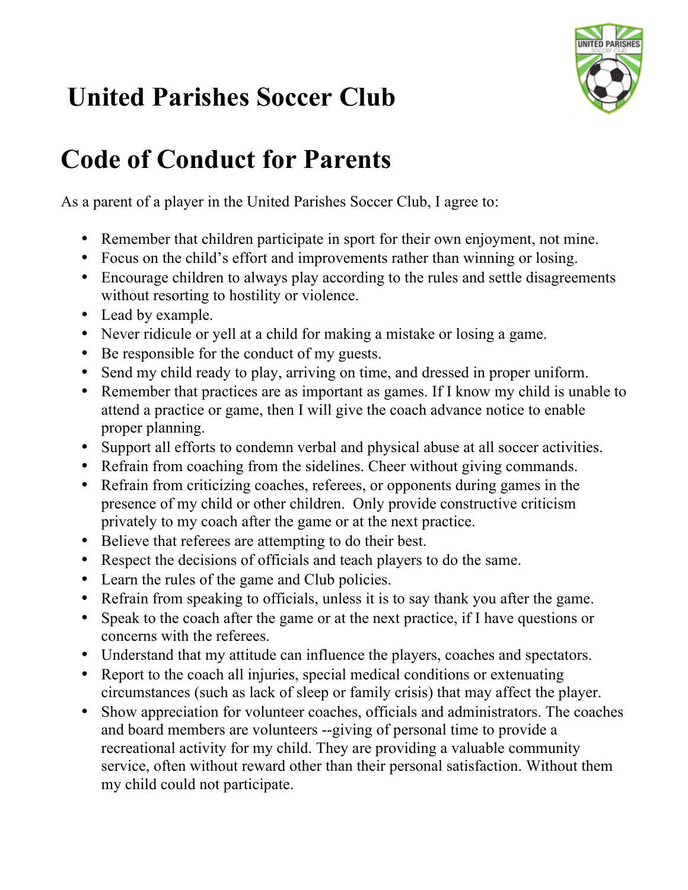# United Parishes Soccer Club

# Code of Conduct for Parents

As a parent of a player in the United Parishes Soccer Club, I agree to:

- Remember that children participate in sport for their own enjoyment, not mine.
- Focus on the child's effort and improvements rather than winning or losing.
- Encourage children to always play according to the rules and settle disagreements without resorting to hostility or violence.
- Lead by example.
- Never ridicule or yell at a child for making a mistake or losing a game.
- Be responsible for the conduct of my guests.
- Send my child ready to play, arriving on time, and dressed in proper uniform.
- Remember that practices are as important as games. If I know my child is unable to attend a practice or game, then I will give the coach advance notice to enable proper planning.
- Support all efforts to condemn verbal and physical abuse at all soccer activities.
- Refrain from coaching from the sidelines. Cheer without giving commands.
- Refrain from criticizing coaches, referees, or opponents during games in the presence of my child or other children. Only provide constructive criticism privately to my coach after the game or at the next practice.
- Believe that referees are attempting to do their best.
- Respect the decisions of officials and teach players to do the same.
- Learn the rules of the game and Club policies.
- Refrain from speaking to officials, unless it is to say thank you after the game.
- Speak to the coach after the game or at the next practice, if I have questions or concerns with the referees.
- Understand that my attitude can influence the players, coaches and spectators.
- Report to the coach all injuries, special medical conditions or extenuating circumstances (such as lack of sleep or family crisis) that may affect the player.
- Show appreciation for volunteer coaches, officials and administrators. The coaches and board members are volunteers --giving of personal time to provide a recreational activity for my child. They are providing a valuable community service, often without reward other than their personal satisfaction. Without them my child could not participate.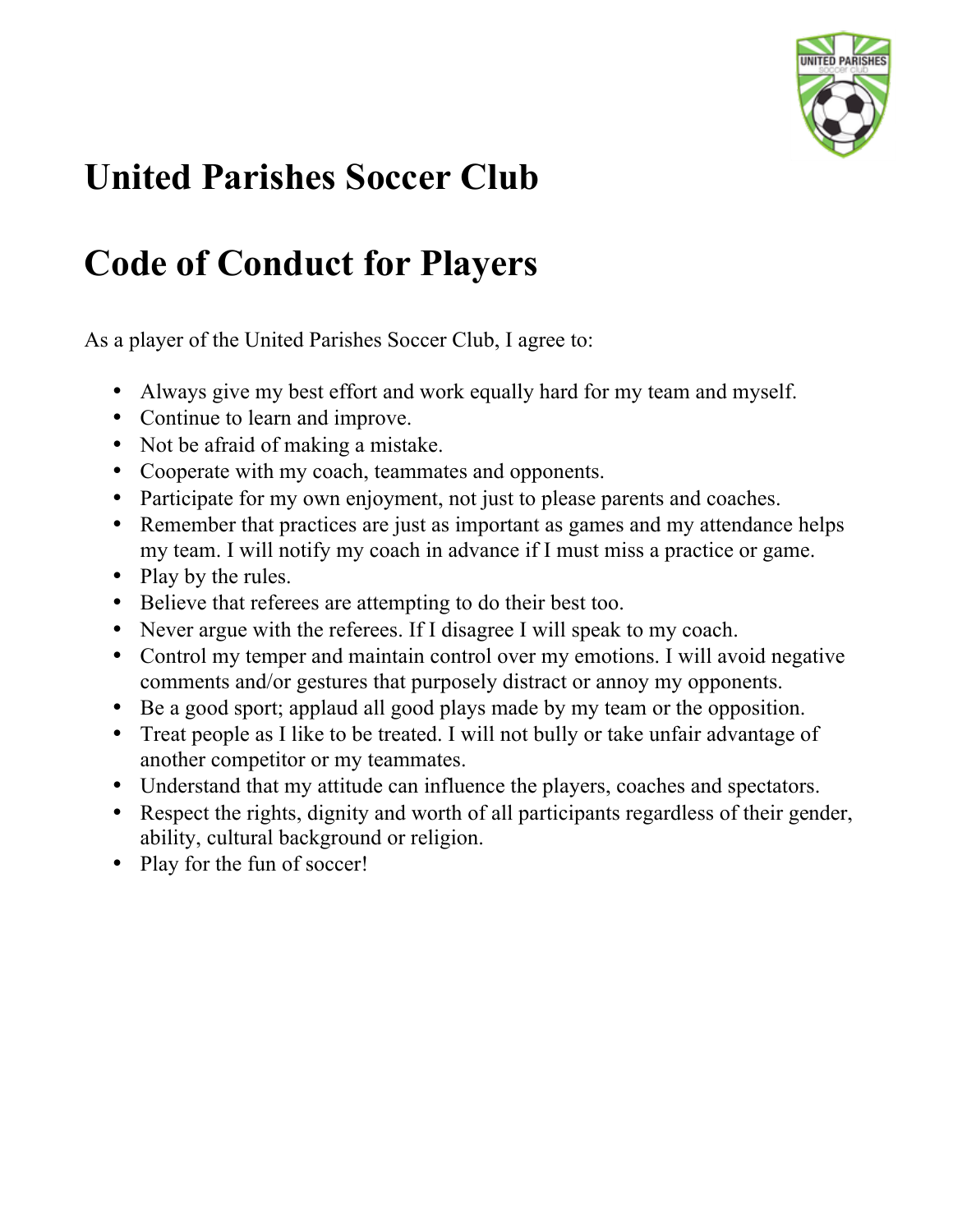# United Parishes Soccer Club

# Code of Conduct for Players

As a player of the United Parishes Soccer Club, I agree to:

- Always give my best effort and work equally hard for my team and myself.
- Continue to learn and improve.
- Not be afraid of making a mistake.
- Cooperate with my coach, teammates and opponents.
- Participate for my own enjoyment, not just to please parents and coaches.
- Remember that practices are just as important as games and my attendance helps my team. I will notify my coach in advance if I must miss a practice or game.
- Play by the rules.
- Believe that referees are attempting to do their best too.
- Never argue with the referees. If I disagree I will speak to my coach.
- Control my temper and maintain control over my emotions. I will avoid negative comments and/or gestures that purposely distract or annoy my opponents.
- Be a good sport; applaud all good plays made by my team or the opposition.
- Treat people as I like to be treated. I will not bully or take unfair advantage of another competitor or my teammates.
- Understand that my attitude can influence the players, coaches and spectators.
- Respect the rights, dignity and worth of all participants regardless of their gender, ability, cultural background or religion.
- Play for the fun of soccer!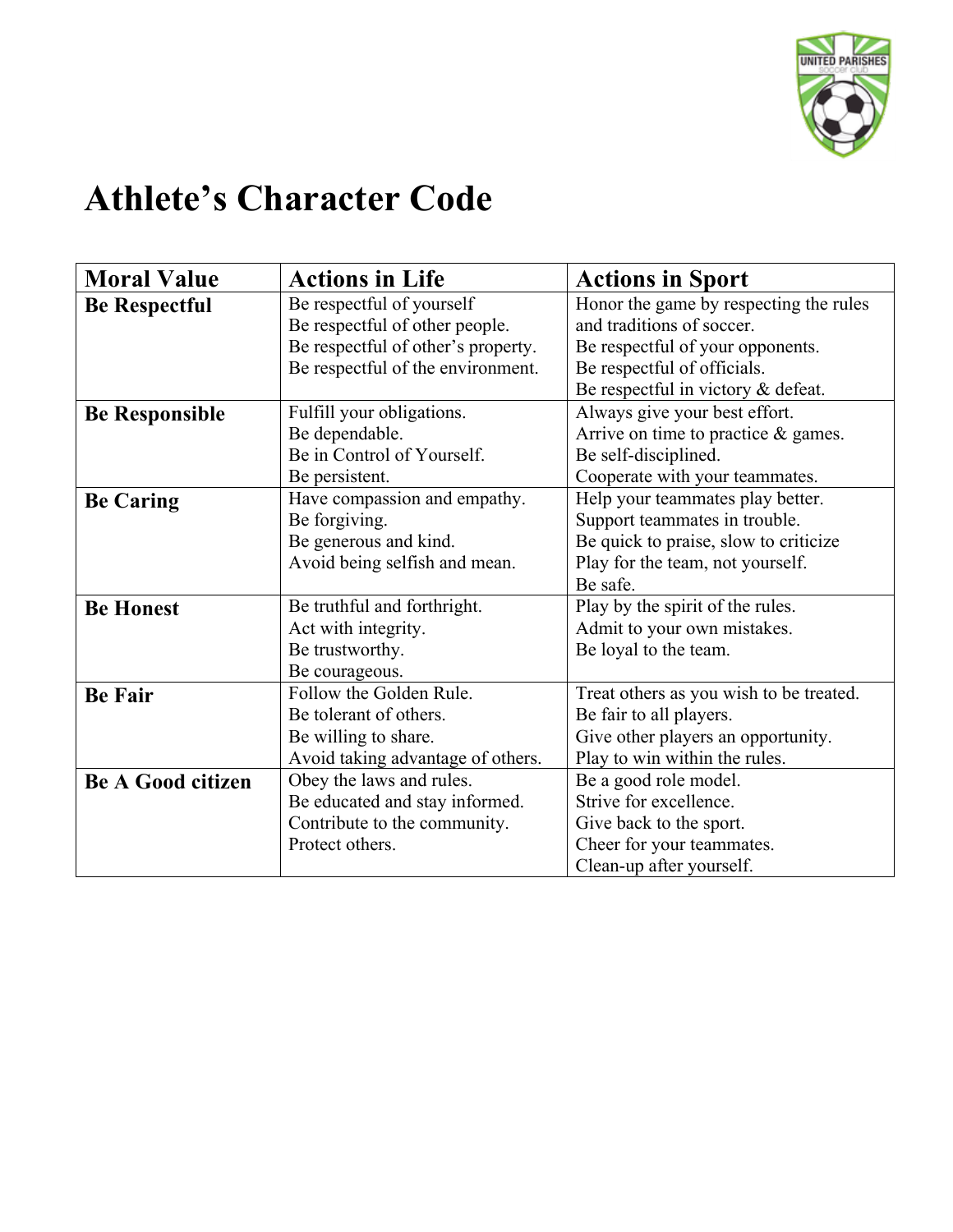# Athlete's Character Code

| Moral Value | Actions in Life | Actions in Sport |
|---|---|---|
| **Be Respectful** | Be respectful of yourself<br>Be respectful of other people.<br>Be respectful of other's property.<br>Be respectful of the environment. | Honor the game by respecting the rules and traditions of soccer.<br>Be respectful of your opponents.<br>Be respectful of officials.<br>Be respectful in victory & defeat. |
| **Be Responsible** | Fulfill your obligations.<br>Be dependable.<br>Be in Control of Yourself.<br>Be persistent. | Always give your best effort.<br>Arrive on time to practice & games.<br>Be self-disciplined.<br>Cooperate with your teammates. |
| **Be Caring** | Have compassion and empathy.<br>Be forgiving.<br>Be generous and kind.<br>Avoid being selfish and mean. | Help your teammates play better.<br>Support teammates in trouble.<br>Be quick to praise, slow to criticize<br>Play for the team, not yourself.<br>Be safe. |
| **Be Honest** | Be truthful and forthright.<br>Act with integrity.<br>Be trustworthy.<br>Be courageous. | Play by the spirit of the rules.<br>Admit to your own mistakes.<br>Be loyal to the team. |
| **Be Fair** | Follow the Golden Rule.<br>Be tolerant of others.<br>Be willing to share.<br>Avoid taking advantage of others. | Treat others as you wish to be treated.<br>Be fair to all players.<br>Give other players an opportunity.<br>Play to win within the rules. |
| **Be A Good citizen** | Obey the laws and rules.<br>Be educated and stay informed.<br>Contribute to the community.<br>Protect others. | Be a good role model.<br>Strive for excellence.<br>Give back to the sport.<br>Cheer for your teammates.<br>Clean-up after yourself. |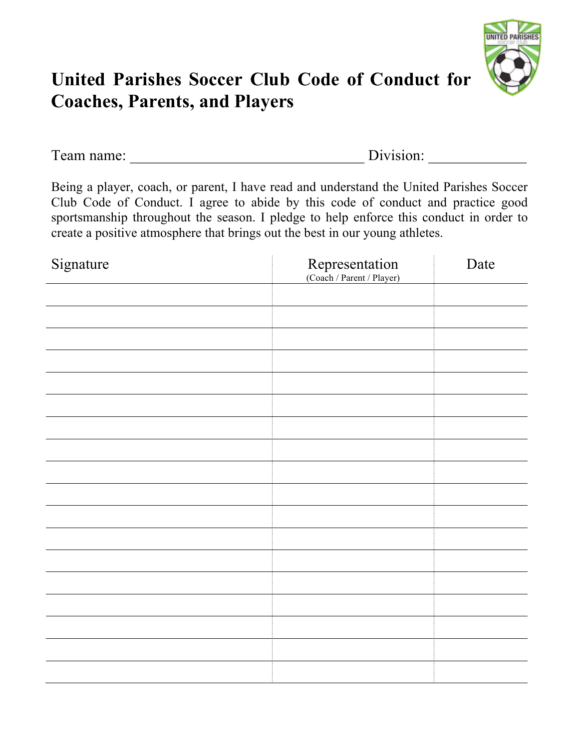# United Parishes Soccer Club Code of Conduct for Coaches, Parents, and Players

Team name: ______________________________ Division: ____________

Being a player, coach, or parent, I have read and understand the United Parishes Soccer Club Code of Conduct. I agree to abide by this code of conduct and practice good sportsmanship throughout the season. I pledge to help enforce this conduct in order to create a positive atmosphere that brings out the best in our young athletes.

| Signature | Representation (Coach / Parent / Player) | Date |
|---|---|---|
| | | |
| | | |
| | | |
| | | |
| | | |
| | | |
| | | |
| | | |
| | | |
| | | |
| | | |
| | | |
| | | |
| | | |
| | | |
| | | |
| | | |
| | | |